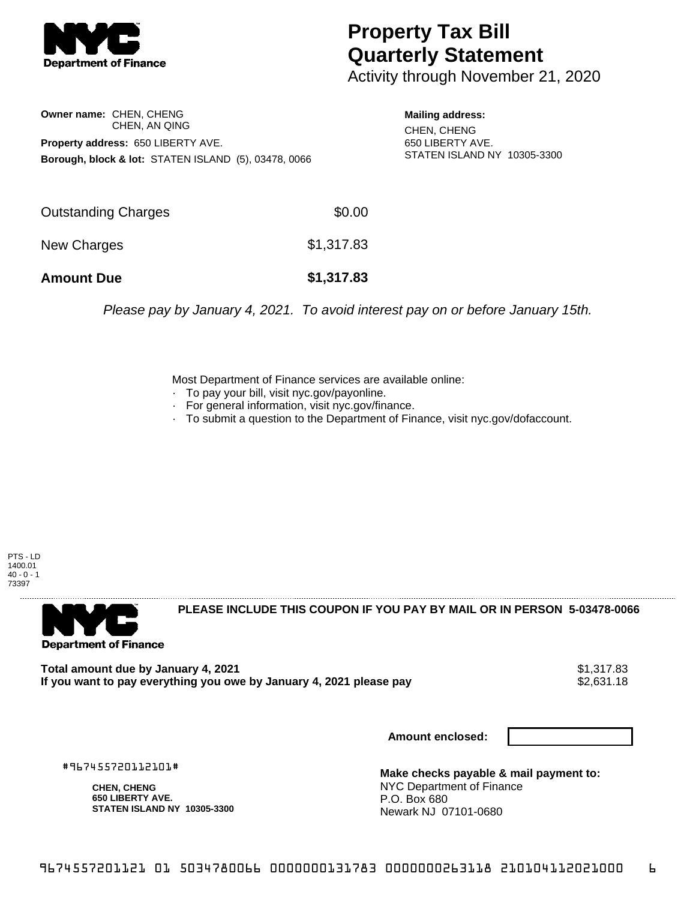# Property Tax Bill Quarterly Statement

Activity through November 21, 2020

**Owner name:** CHEN, CHENG
CHEN, AN QING

**Property address:** 650 LIBERTY AVE.

**Borough, block & lot:** STATEN ISLAND (5), 03478, 0066

**Mailing address:**
CHEN, CHENG
650 LIBERTY AVE.
STATEN ISLAND NY 10305-3300

| | |
|---|---|
| Outstanding Charges | $0.00 |
| New Charges | $1,317.83 |
| **Amount Due** | **$1,317.83** |

*Please pay by January 4, 2021. To avoid interest pay on or before January 15th.*

Most Department of Finance services are available online:

- To pay your bill, visit nyc.gov/payonline.
- For general information, visit nyc.gov/finance.
- To submit a question to the Department of Finance, visit nyc.gov/dofaccount.

PTS - LD
1400.01
40 - 0 - 1
73397

**PLEASE INCLUDE THIS COUPON IF YOU PAY BY MAIL OR IN PERSON 5-03478-0066**

| | |
|---|---|
| **Total amount due by January 4, 2021** | $1,317.83 |
| **If you want to pay everything you owe by January 4, 2021 please pay** | $2,631.18 |

**Amount enclosed:**

#967455720112101#

**CHEN, CHENG**
**650 LIBERTY AVE.**
**STATEN ISLAND NY 10305-3300**

**Make checks payable & mail payment to:**
NYC Department of Finance
P.O. Box 680
Newark NJ 07101-0680

9674557201121 01 5034780066 0000000131783 0000000263118 210104112021000 6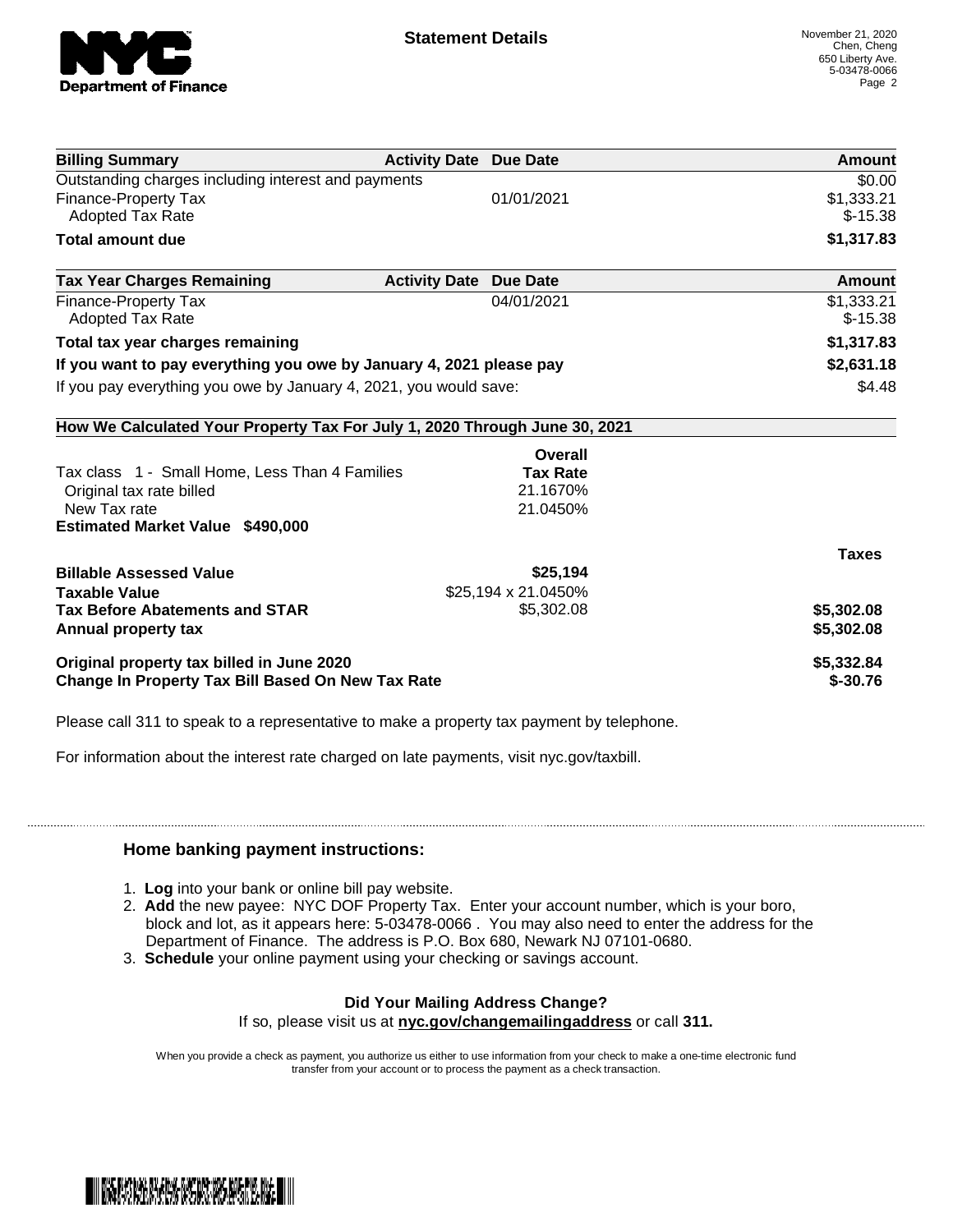**Statement Details**

November 21, 2020
Chen, Cheng
650 Liberty Ave.
5-03478-0066

| Billing Summary | Activity Date | Due Date | Amount |
|---|---|---|---|
| Outstanding charges including interest and payments | | | $0.00 |
| Finance-Property Tax | | 01/01/2021 | $1,333.21 |
| Adopted Tax Rate | | | $-15.38 |
| **Total amount due** | | | **$1,317.83** |

| Tax Year Charges Remaining | Activity Date | Due Date | Amount |
|---|---|---|---|
| Finance-Property Tax | | 04/01/2021 | $1,333.21 |
| Adopted Tax Rate | | | $-15.38 |
| **Total tax year charges remaining** | | | **$1,317.83** |
| **If you want to pay everything you owe by January 4, 2021 please pay** | | | **$2,631.18** |
| If you pay everything you owe by January 4, 2021, you would save: | | | $4.48 |

**How We Calculated Your Property Tax For July 1, 2020 Through June 30, 2021**

| | Overall Tax Rate | |
|---|---|---|
| Tax class 1 - Small Home, Less Than 4 Families | | |
| Original tax rate billed | 21.1670% | |
| New Tax rate | 21.0450% | |
| **Estimated Market Value $490,000** | | |
| | | **Taxes** |
| **Billable Assessed Value** | **$25,194** | |
| **Taxable Value** | $25,194 x 21.0450% | |
| **Tax Before Abatements and STAR** | $5,302.08 | **$5,302.08** |
| **Annual property tax** | | **$5,302.08** |
| **Original property tax billed in June 2020** | | **$5,332.84** |
| **Change In Property Tax Bill Based On New Tax Rate** | | **$-30.76** |

Please call 311 to speak to a representative to make a property tax payment by telephone.

For information about the interest rate charged on late payments, visit nyc.gov/taxbill.

## Home banking payment instructions:

1. **Log** into your bank or online bill pay website.
2. **Add** the new payee: NYC DOF Property Tax. Enter your account number, which is your boro, block and lot, as it appears here: 5-03478-0066 . You may also need to enter the address for the Department of Finance. The address is P.O. Box 680, Newark NJ 07101-0680.
3. **Schedule** your online payment using your checking or savings account.

**Did Your Mailing Address Change?**

If so, please visit us at **nyc.gov/changemailingaddress** or call **311.**

When you provide a check as payment, you authorize us either to use information from your check to make a one-time electronic fund transfer from your account or to process the payment as a check transaction.